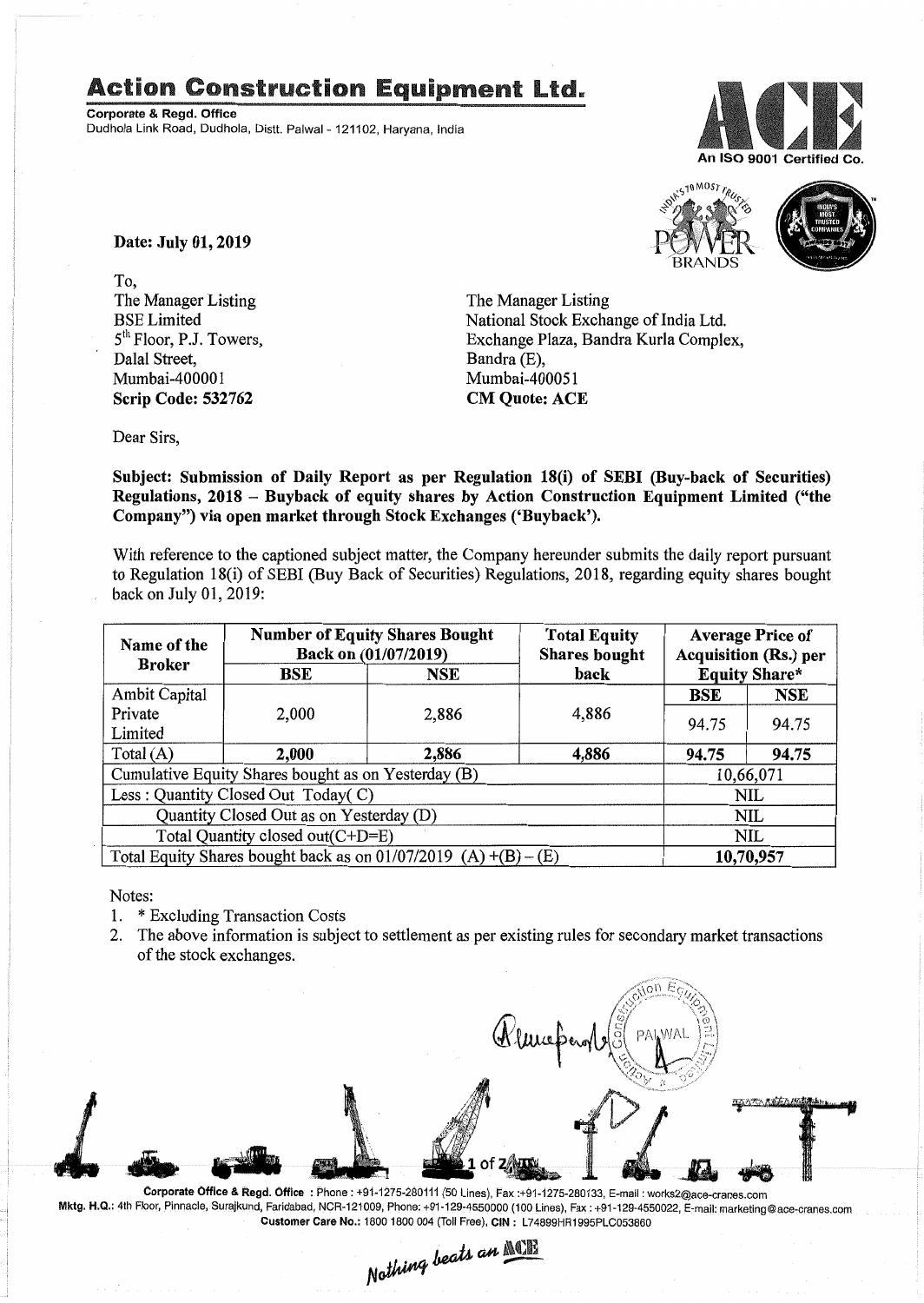# Action Construction Equipment Ltd.

**Corporate & Regd. Office**
Dudhola Link Road, Dudhola, Distt. Palwal - 121102, Haryana, India

An ISO 9001 Certified Co.

**Date: July 01, 2019**

To,
The Manager Listing
BSE Limited
5th Floor, P.J. Towers,
Dalal Street,
Mumbai-400001
**Scrip Code: 532762**

The Manager Listing
National Stock Exchange of India Ltd.
Exchange Plaza, Bandra Kurla Complex,
Bandra (E),
Mumbai-400051
**CM Quote: ACE**

Dear Sirs,

**Subject: Submission of Daily Report as per Regulation 18(i) of SEBI (Buy-back of Securities) Regulations, 2018 – Buyback of equity shares by Action Construction Equipment Limited ("the Company") via open market through Stock Exchanges ('Buyback').**

With reference to the captioned subject matter, the Company hereunder submits the daily report pursuant to Regulation 18(i) of SEBI (Buy Back of Securities) Regulations, 2018, regarding equity shares bought back on July 01, 2019:

| Name of the Broker | Number of Equity Shares Bought Back on (01/07/2019) | | Total Equity Shares bought back | Average Price of Acquisition (Rs.) per Equity Share* | |
|---|---|---|---|---|---|
| | BSE | NSE | | BSE | NSE |
| Ambit Capital Private Limited | 2,000 | 2,886 | 4,886 | 94.75 | 94.75 |
| Total (A) | **2,000** | **2,886** | **4,886** | **94.75** | **94.75** |
| Cumulative Equity Shares bought as on Yesterday (B) | | | | 10,66,071 | |
| Less : Quantity Closed Out Today( C) | | | | NIL | |
| Quantity Closed Out as on Yesterday (D) | | | | NIL | |
| Total Quantity closed out(C+D=E) | | | | NIL | |
| Total Equity Shares bought back as on 01/07/2019 (A) +(B) – (E) | | | | **10,70,957** | |

Notes:
1. * Excluding Transaction Costs
2. The above information is subject to settlement as per existing rules for secondary market transactions of the stock exchanges.

**Corporate Office & Regd. Office** : Phone : +91-1275-280111 (50 Lines), Fax :+91-1275-280133, E-mail : works2@ace-cranes.com
**Mktg. H.Q.:** 4th Floor, Pinnacle, Surajkund, Faridabad, NCR-121009, Phone: +91-129-4550000 (100 Lines), Fax : +91-129-4550022, E-mail: marketing@ace-cranes.com
**Customer Care No.:** 1800 1800 004 (Toll Free), **CIN :** L74899HR1995PLC053860

*Nothing beats an ACE*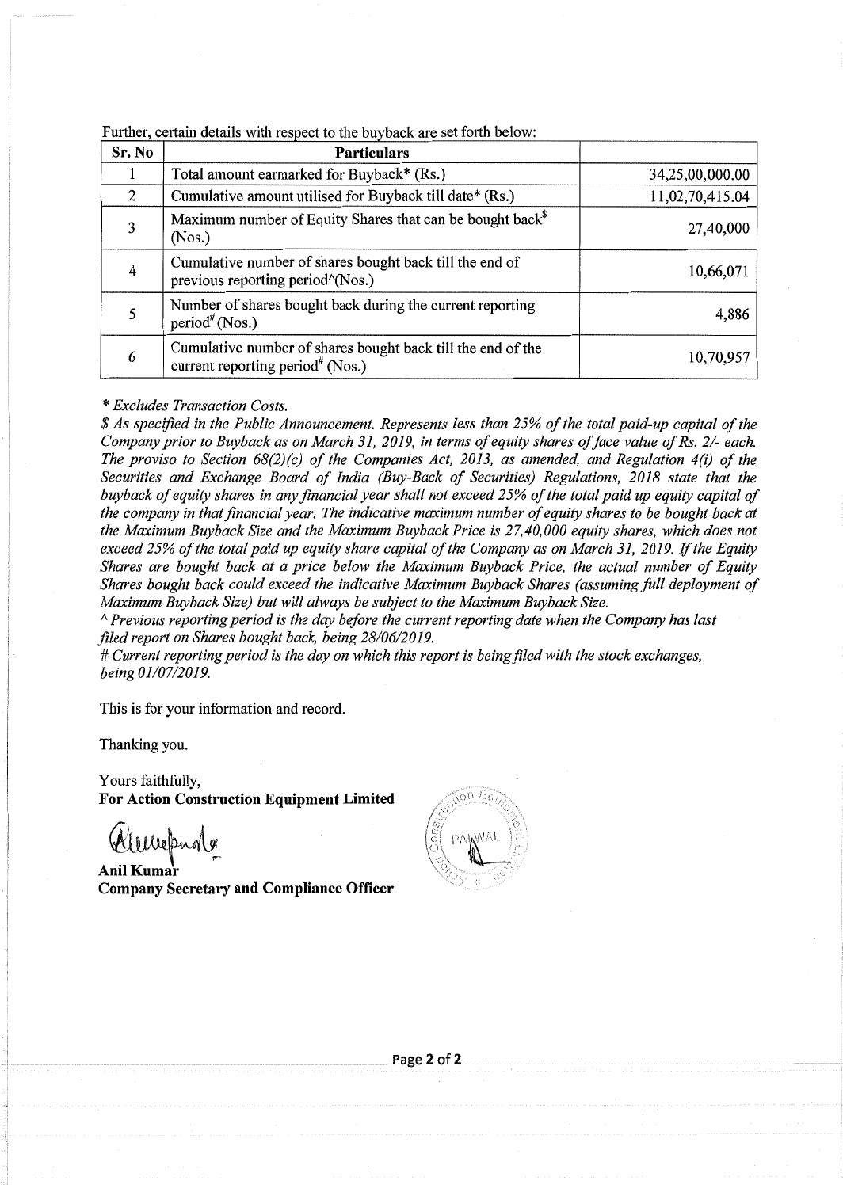Further, certain details with respect to the buyback are set forth below:

| Sr. No | Particulars | |
|---|---|---|
| 1 | Total amount earmarked for Buyback* (Rs.) | 34,25,00,000.00 |
| 2 | Cumulative amount utilised for Buyback till date* (Rs.) | 11,02,70,415.04 |
| 3 | Maximum number of Equity Shares that can be bought back$ (Nos.) | 27,40,000 |
| 4 | Cumulative number of shares bought back till the end of previous reporting period^(Nos.) | 10,66,071 |
| 5 | Number of shares bought back during the current reporting period# (Nos.) | 4,886 |
| 6 | Cumulative number of shares bought back till the end of the current reporting period# (Nos.) | 10,70,957 |

*\* Excludes Transaction Costs.*

*$ As specified in the Public Announcement. Represents less than 25% of the total paid-up capital of the Company prior to Buyback as on March 31, 2019, in terms of equity shares of face value of Rs. 2/- each. The proviso to Section 68(2)(c) of the Companies Act, 2013, as amended, and Regulation 4(i) of the Securities and Exchange Board of India (Buy-Back of Securities) Regulations, 2018 state that the buyback of equity shares in any financial year shall not exceed 25% of the total paid up equity capital of the company in that financial year. The indicative maximum number of equity shares to be bought back at the Maximum Buyback Size and the Maximum Buyback Price is 27,40,000 equity shares, which does not exceed 25% of the total paid up equity share capital of the Company as on March 31, 2019. If the Equity Shares are bought back at a price below the Maximum Buyback Price, the actual number of Equity Shares bought back could exceed the indicative Maximum Buyback Shares (assuming full deployment of Maximum Buyback Size) but will always be subject to the Maximum Buyback Size.*

*^ Previous reporting period is the day before the current reporting date when the Company has last filed report on Shares bought back, being 28/06/2019.*

*# Current reporting period is the day on which this report is being filed with the stock exchanges, being 01/07/2019.*

This is for your information and record.

Thanking you.

Yours faithfully,
**For Action Construction Equipment Limited**

**Anil Kumar**
**Company Secretary and Compliance Officer**